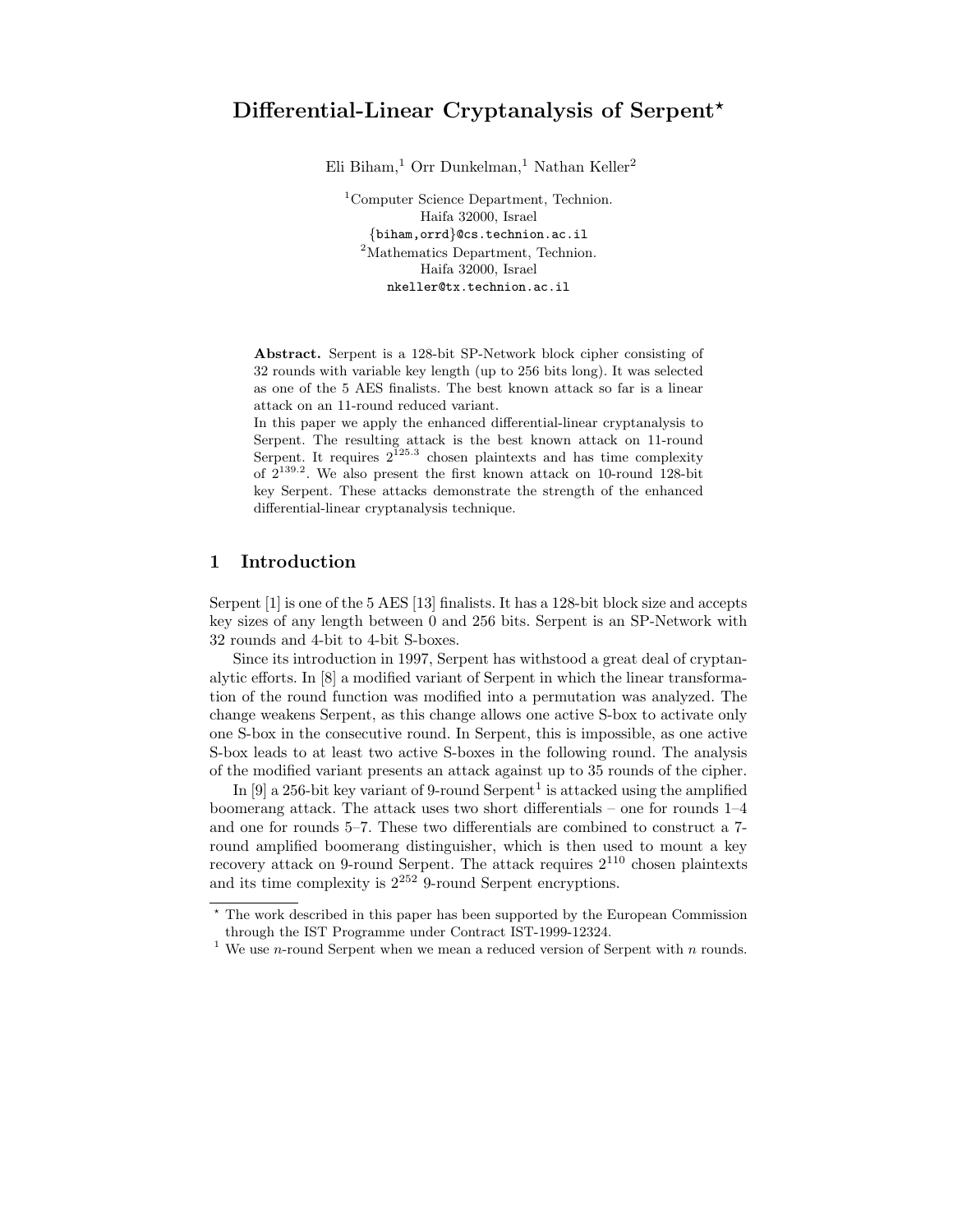# Differential-Linear Cryptanalysis of Serpent*

Eli Biham,[1] Orr Dunkelman,[1] Nathan Keller[2]

[1]Computer Science Department, Technion.
Haifa 32000, Israel
{biham,orrd}@cs.technion.ac.il
[2]Mathematics Department, Technion.
Haifa 32000, Israel
nkeller@tx.technion.ac.il

**Abstract.** Serpent is a 128-bit SP-Network block cipher consisting of 32 rounds with variable key length (up to 256 bits long). It was selected as one of the 5 AES finalists. The best known attack so far is a linear attack on an 11-round reduced variant.
In this paper we apply the enhanced differential-linear cryptanalysis to Serpent. The resulting attack is the best known attack on 11-round Serpent. It requires $2^{125.3}$ chosen plaintexts and has time complexity of $2^{139.2}$. We also present the first known attack on 10-round 128-bit key Serpent. These attacks demonstrate the strength of the enhanced differential-linear cryptanalysis technique.

## 1 Introduction

Serpent [1] is one of the 5 AES [13] finalists. It has a 128-bit block size and accepts key sizes of any length between 0 and 256 bits. Serpent is an SP-Network with 32 rounds and 4-bit to 4-bit S-boxes.

Since its introduction in 1997, Serpent has withstood a great deal of cryptanalytic efforts. In [8] a modified variant of Serpent in which the linear transformation of the round function was modified into a permutation was analyzed. The change weakens Serpent, as this change allows one active S-box to activate only one S-box in the consecutive round. In Serpent, this is impossible, as one active S-box leads to at least two active S-boxes in the following round. The analysis of the modified variant presents an attack against up to 35 rounds of the cipher.

In [9] a 256-bit key variant of 9-round Serpent[1] is attacked using the amplified boomerang attack. The attack uses two short differentials – one for rounds 1–4 and one for rounds 5–7. These two differentials are combined to construct a 7-round amplified boomerang distinguisher, which is then used to mount a key recovery attack on 9-round Serpent. The attack requires $2^{110}$ chosen plaintexts and its time complexity is $2^{252}$ 9-round Serpent encryptions.

---

* The work described in this paper has been supported by the European Commission through the IST Programme under Contract IST-1999-12324.

[1] We use $n$-round Serpent when we mean a reduced version of Serpent with $n$ rounds.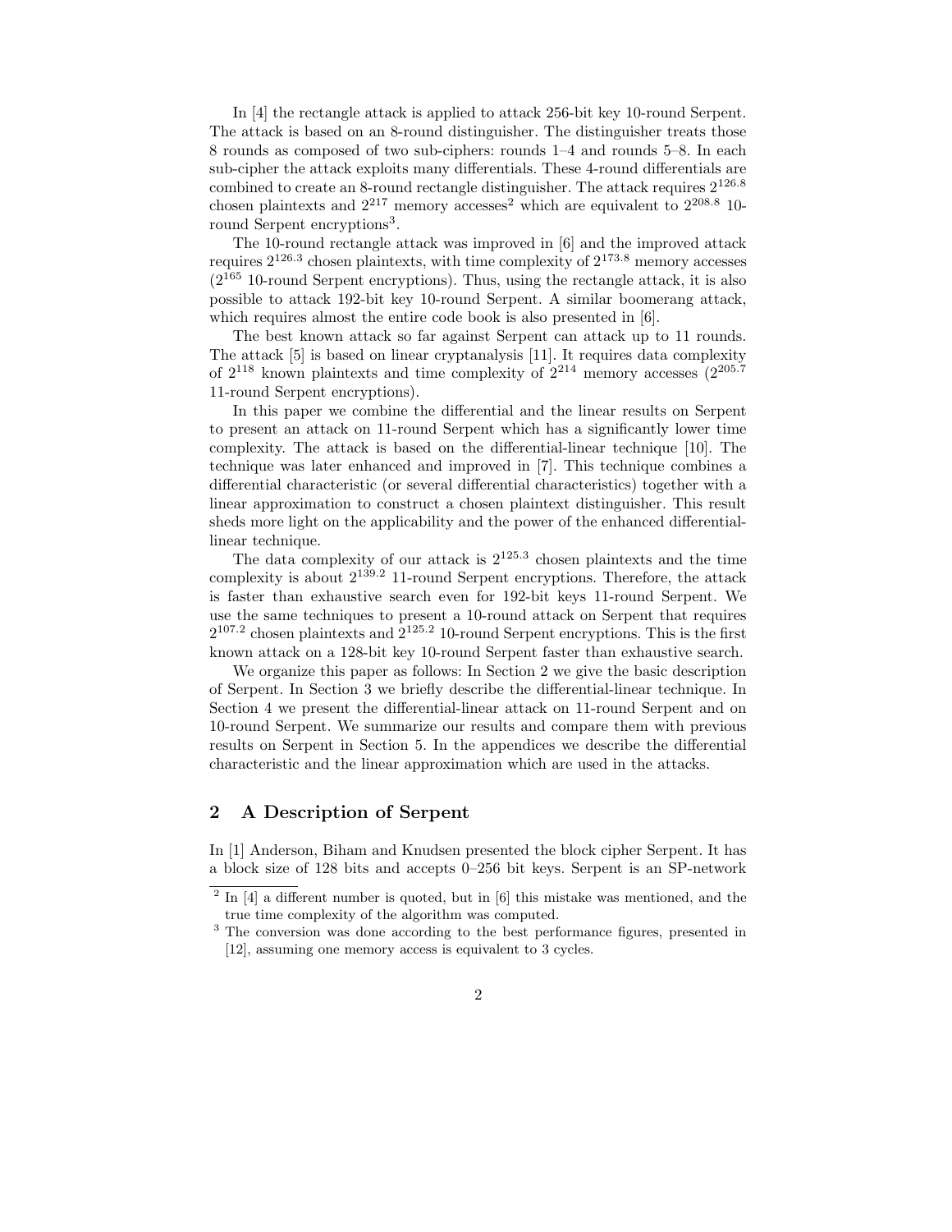In [4] the rectangle attack is applied to attack 256-bit key 10-round Serpent. The attack is based on an 8-round distinguisher. The distinguisher treats those 8 rounds as composed of two sub-ciphers: rounds 1–4 and rounds 5–8. In each sub-cipher the attack exploits many differentials. These 4-round differentials are combined to create an 8-round rectangle distinguisher. The attack requires $2^{126.8}$ chosen plaintexts and $2^{217}$ memory accesses[2] which are equivalent to $2^{208.8}$ 10-round Serpent encryptions[3].

The 10-round rectangle attack was improved in [6] and the improved attack requires $2^{126.3}$ chosen plaintexts, with time complexity of $2^{173.8}$ memory accesses ($2^{165}$ 10-round Serpent encryptions). Thus, using the rectangle attack, it is also possible to attack 192-bit key 10-round Serpent. A similar boomerang attack, which requires almost the entire code book is also presented in [6].

The best known attack so far against Serpent can attack up to 11 rounds. The attack [5] is based on linear cryptanalysis [11]. It requires data complexity of $2^{118}$ known plaintexts and time complexity of $2^{214}$ memory accesses ($2^{205.7}$ 11-round Serpent encryptions).

In this paper we combine the differential and the linear results on Serpent to present an attack on 11-round Serpent which has a significantly lower time complexity. The attack is based on the differential-linear technique [10]. The technique was later enhanced and improved in [7]. This technique combines a differential characteristic (or several differential characteristics) together with a linear approximation to construct a chosen plaintext distinguisher. This result sheds more light on the applicability and the power of the enhanced differential-linear technique.

The data complexity of our attack is $2^{125.3}$ chosen plaintexts and the time complexity is about $2^{139.2}$ 11-round Serpent encryptions. Therefore, the attack is faster than exhaustive search even for 192-bit keys 11-round Serpent. We use the same techniques to present a 10-round attack on Serpent that requires $2^{107.2}$ chosen plaintexts and $2^{125.2}$ 10-round Serpent encryptions. This is the first known attack on a 128-bit key 10-round Serpent faster than exhaustive search.

We organize this paper as follows: In Section 2 we give the basic description of Serpent. In Section 3 we briefly describe the differential-linear technique. In Section 4 we present the differential-linear attack on 11-round Serpent and on 10-round Serpent. We summarize our results and compare them with previous results on Serpent in Section 5. In the appendices we describe the differential characteristic and the linear approximation which are used in the attacks.

## 2 A Description of Serpent

In [1] Anderson, Biham and Knudsen presented the block cipher Serpent. It has a block size of 128 bits and accepts 0–256 bit keys. Serpent is an SP-network

---

[2] In [4] a different number is quoted, but in [6] this mistake was mentioned, and the true time complexity of the algorithm was computed.

[3] The conversion was done according to the best performance figures, presented in [12], assuming one memory access is equivalent to 3 cycles.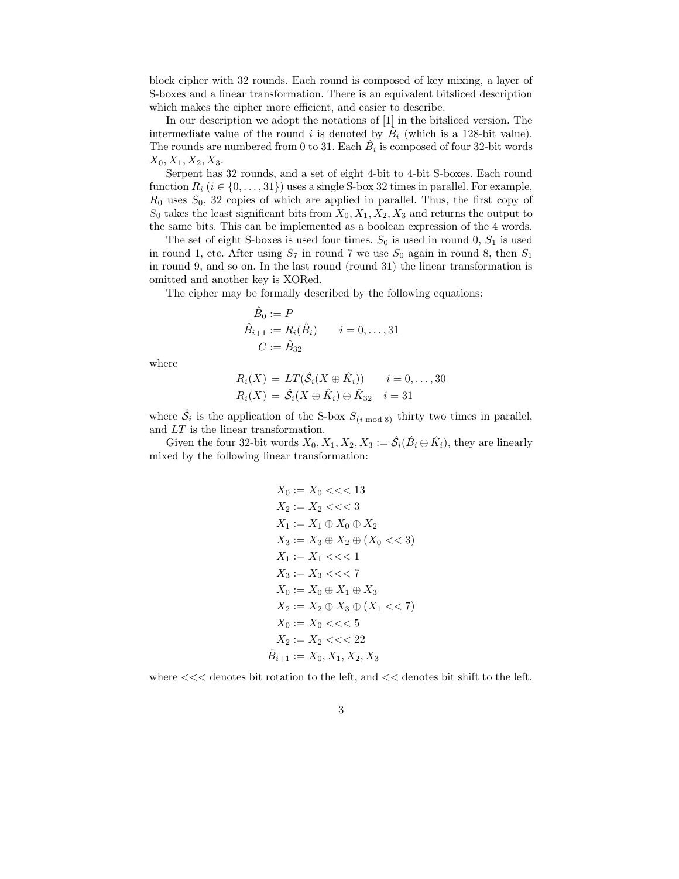block cipher with 32 rounds. Each round is composed of key mixing, a layer of S-boxes and a linear transformation. There is an equivalent bitsliced description which makes the cipher more efficient, and easier to describe.

In our description we adopt the notations of [1] in the bitsliced version. The intermediate value of the round $i$ is denoted by $\hat{B}_i$ (which is a 128-bit value). The rounds are numbered from 0 to 31. Each $\hat{B}_i$ is composed of four 32-bit words $X_0, X_1, X_2, X_3$.

Serpent has 32 rounds, and a set of eight 4-bit to 4-bit S-boxes. Each round function $R_i$ ($i \in \{0, \ldots, 31\}$) uses a single S-box 32 times in parallel. For example, $R_0$ uses $S_0$, 32 copies of which are applied in parallel. Thus, the first copy of $S_0$ takes the least significant bits from $X_0, X_1, X_2, X_3$ and returns the output to the same bits. This can be implemented as a boolean expression of the 4 words.

The set of eight S-boxes is used four times. $S_0$ is used in round 0, $S_1$ is used in round 1, etc. After using $S_7$ in round 7 we use $S_0$ again in round 8, then $S_1$ in round 9, and so on. In the last round (round 31) the linear transformation is omitted and another key is XORed.

The cipher may be formally described by the following equations:

$$
\begin{aligned}
\hat{B}_0 &:= P \\
\hat{B}_{i+1} &:= R_i(\hat{B}_i) \qquad i = 0, \ldots, 31 \\
C &:= \hat{B}_{32}
\end{aligned}
$$

where

$$
\begin{aligned}
R_i(X) &= LT(\hat{\mathcal{S}}_i(X \oplus \hat{K}_i)) \qquad i = 0, \ldots, 30 \\
R_i(X) &= \hat{\mathcal{S}}_i(X \oplus \hat{K}_i) \oplus \hat{K}_{32} \quad i = 31
\end{aligned}
$$

where $\hat{\mathcal{S}}_i$ is the application of the S-box $S_{(i \bmod 8)}$ thirty two times in parallel, and $LT$ is the linear transformation.

Given the four 32-bit words $X_0, X_1, X_2, X_3 := \hat{\mathcal{S}}_i(\hat{B}_i \oplus \hat{K}_i)$, they are linearly mixed by the following linear transformation:

$$
\begin{aligned}
X_0 &:= X_0 <<< 13 \\
X_2 &:= X_2 <<< 3 \\
X_1 &:= X_1 \oplus X_0 \oplus X_2 \\
X_3 &:= X_3 \oplus X_2 \oplus (X_0 << 3) \\
X_1 &:= X_1 <<< 1 \\
X_3 &:= X_3 <<< 7 \\
X_0 &:= X_0 \oplus X_1 \oplus X_3 \\
X_2 &:= X_2 \oplus X_3 \oplus (X_1 << 7) \\
X_0 &:= X_0 <<< 5 \\
X_2 &:= X_2 <<< 22 \\
\hat{B}_{i+1} &:= X_0, X_1, X_2, X_3
\end{aligned}
$$

where $<<<$ denotes bit rotation to the left, and $<<$ denotes bit shift to the left.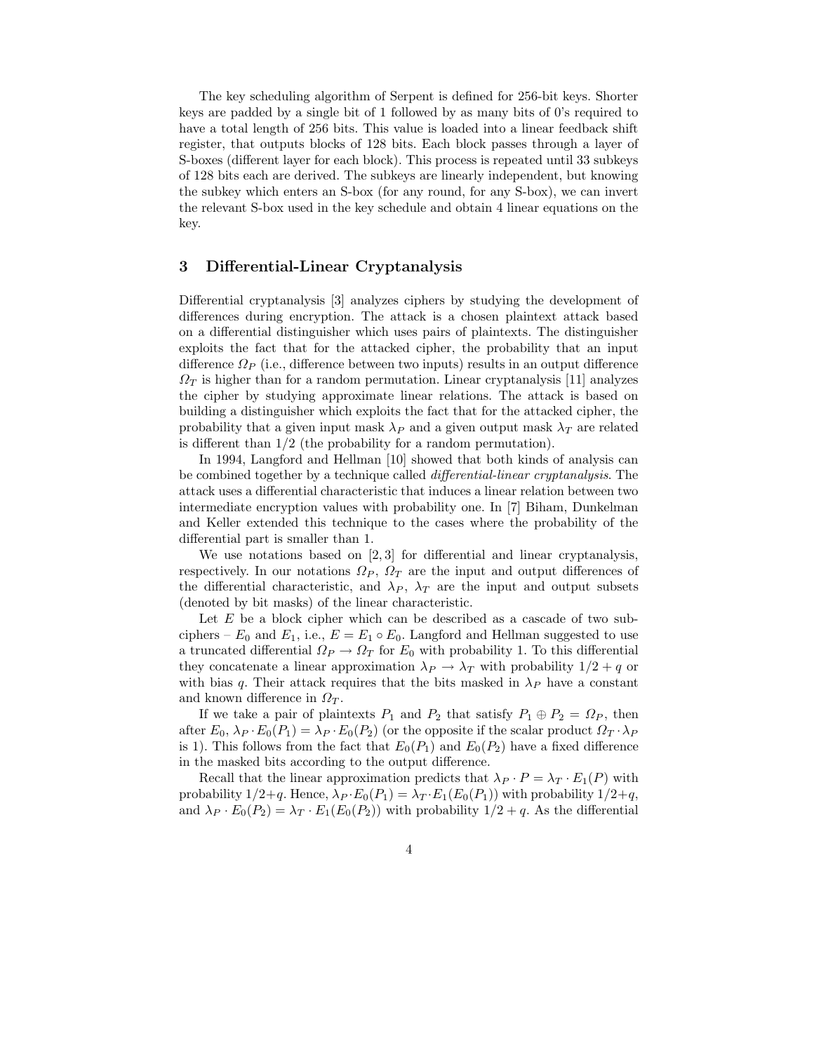The key scheduling algorithm of Serpent is defined for 256-bit keys. Shorter keys are padded by a single bit of 1 followed by as many bits of 0's required to have a total length of 256 bits. This value is loaded into a linear feedback shift register, that outputs blocks of 128 bits. Each block passes through a layer of S-boxes (different layer for each block). This process is repeated until 33 subkeys of 128 bits each are derived. The subkeys are linearly independent, but knowing the subkey which enters an S-box (for any round, for any S-box), we can invert the relevant S-box used in the key schedule and obtain 4 linear equations on the key.

## 3 Differential-Linear Cryptanalysis

Differential cryptanalysis [3] analyzes ciphers by studying the development of differences during encryption. The attack is a chosen plaintext attack based on a differential distinguisher which uses pairs of plaintexts. The distinguisher exploits the fact that for the attacked cipher, the probability that an input difference $\Omega_P$ (i.e., difference between two inputs) results in an output difference $\Omega_T$ is higher than for a random permutation. Linear cryptanalysis [11] analyzes the cipher by studying approximate linear relations. The attack is based on building a distinguisher which exploits the fact that for the attacked cipher, the probability that a given input mask $\lambda_P$ and a given output mask $\lambda_T$ are related is different than 1/2 (the probability for a random permutation).

In 1994, Langford and Hellman [10] showed that both kinds of analysis can be combined together by a technique called *differential-linear cryptanalysis*. The attack uses a differential characteristic that induces a linear relation between two intermediate encryption values with probability one. In [7] Biham, Dunkelman and Keller extended this technique to the cases where the probability of the differential part is smaller than 1.

We use notations based on [2, 3] for differential and linear cryptanalysis, respectively. In our notations $\Omega_P$, $\Omega_T$ are the input and output differences of the differential characteristic, and $\lambda_P$, $\lambda_T$ are the input and output subsets (denoted by bit masks) of the linear characteristic.

Let $E$ be a block cipher which can be described as a cascade of two sub-ciphers – $E_0$ and $E_1$, i.e., $E = E_1 \circ E_0$. Langford and Hellman suggested to use a truncated differential $\Omega_P \to \Omega_T$ for $E_0$ with probability 1. To this differential they concatenate a linear approximation $\lambda_P \to \lambda_T$ with probability $1/2 + q$ or with bias $q$. Their attack requires that the bits masked in $\lambda_P$ have a constant and known difference in $\Omega_T$.

If we take a pair of plaintexts $P_1$ and $P_2$ that satisfy $P_1 \oplus P_2 = \Omega_P$, then after $E_0$, $\lambda_P \cdot E_0(P_1) = \lambda_P \cdot E_0(P_2)$ (or the opposite if the scalar product $\Omega_T \cdot \lambda_P$ is 1). This follows from the fact that $E_0(P_1)$ and $E_0(P_2)$ have a fixed difference in the masked bits according to the output difference.

Recall that the linear approximation predicts that $\lambda_P \cdot P = \lambda_T \cdot E_1(P)$ with probability $1/2+q$. Hence, $\lambda_P \cdot E_0(P_1) = \lambda_T \cdot E_1(E_0(P_1))$ with probability $1/2+q$, and $\lambda_P \cdot E_0(P_2) = \lambda_T \cdot E_1(E_0(P_2))$ with probability $1/2 + q$. As the differential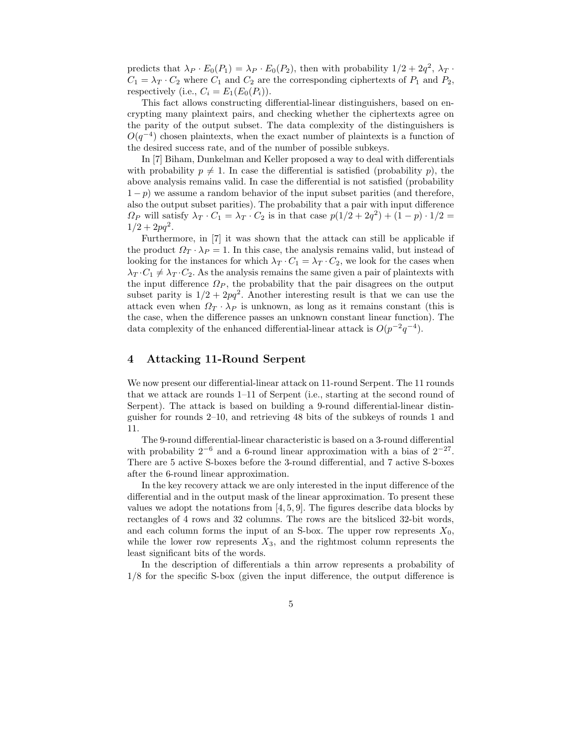predicts that $\lambda_P \cdot E_0(P_1) = \lambda_P \cdot E_0(P_2)$, then with probability $1/2 + 2q^2$, $\lambda_T \cdot C_1 = \lambda_T \cdot C_2$ where $C_1$ and $C_2$ are the corresponding ciphertexts of $P_1$ and $P_2$, respectively (i.e., $C_i = E_1(E_0(P_i))$.

This fact allows constructing differential-linear distinguishers, based on encrypting many plaintext pairs, and checking whether the ciphertexts agree on the parity of the output subset. The data complexity of the distinguishers is $O(q^{-4})$ chosen plaintexts, when the exact number of plaintexts is a function of the desired success rate, and of the number of possible subkeys.

In [7] Biham, Dunkelman and Keller proposed a way to deal with differentials with probability $p \neq 1$. In case the differential is satisfied (probability $p$), the above analysis remains valid. In case the differential is not satisfied (probability $1-p$) we assume a random behavior of the input subset parities (and therefore, also the output subset parities). The probability that a pair with input difference $\Omega_P$ will satisfy $\lambda_T \cdot C_1 = \lambda_T \cdot C_2$ is in that case $p(1/2 + 2q^2) + (1-p) \cdot 1/2 = 1/2 + 2pq^2$.

Furthermore, in [7] it was shown that the attack can still be applicable if the product $\Omega_T \cdot \lambda_P = 1$. In this case, the analysis remains valid, but instead of looking for the instances for which $\lambda_T \cdot C_1 = \lambda_T \cdot C_2$, we look for the cases when $\lambda_T \cdot C_1 \neq \lambda_T \cdot C_2$. As the analysis remains the same given a pair of plaintexts with the input difference $\Omega_P$, the probability that the pair disagrees on the output subset parity is $1/2 + 2pq^2$. Another interesting result is that we can use the attack even when $\Omega_T \cdot \lambda_P$ is unknown, as long as it remains constant (this is the case, when the difference passes an unknown constant linear function). The data complexity of the enhanced differential-linear attack is $O(p^{-2}q^{-4})$.

## 4 Attacking 11-Round Serpent

We now present our differential-linear attack on 11-round Serpent. The 11 rounds that we attack are rounds 1–11 of Serpent (i.e., starting at the second round of Serpent). The attack is based on building a 9-round differential-linear distinguisher for rounds 2–10, and retrieving 48 bits of the subkeys of rounds 1 and 11.

The 9-round differential-linear characteristic is based on a 3-round differential with probability $2^{-6}$ and a 6-round linear approximation with a bias of $2^{-27}$. There are 5 active S-boxes before the 3-round differential, and 7 active S-boxes after the 6-round linear approximation.

In the key recovery attack we are only interested in the input difference of the differential and in the output mask of the linear approximation. To present these values we adopt the notations from [4, 5, 9]. The figures describe data blocks by rectangles of 4 rows and 32 columns. The rows are the bitsliced 32-bit words, and each column forms the input of an S-box. The upper row represents $X_0$, while the lower row represents $X_3$, and the rightmost column represents the least significant bits of the words.

In the description of differentials a thin arrow represents a probability of 1/8 for the specific S-box (given the input difference, the output difference is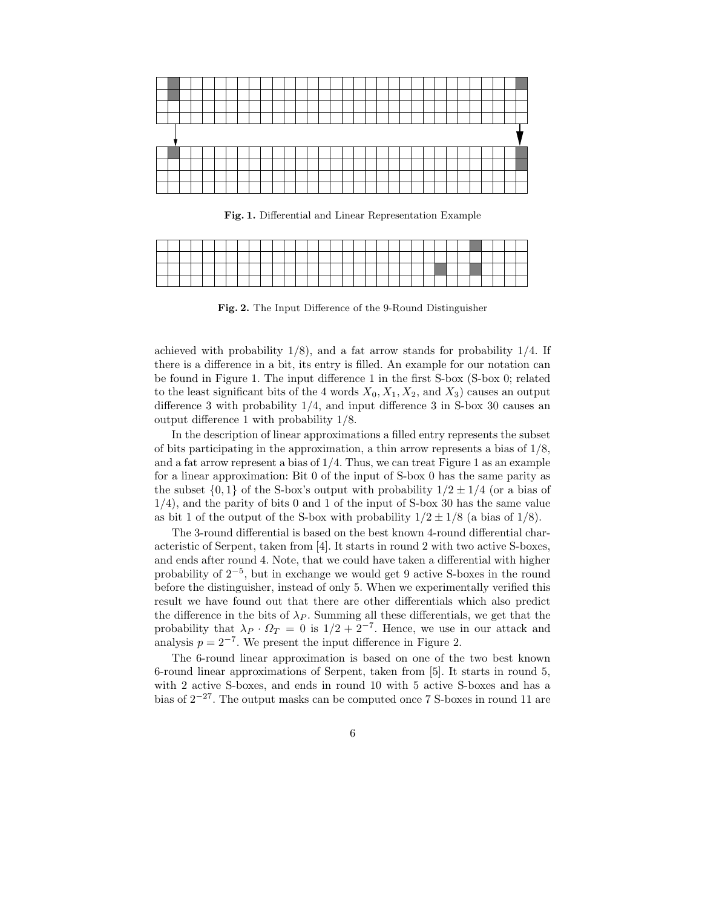**Fig. 1.** Differential and Linear Representation Example

**Fig. 2.** The Input Difference of the 9-Round Distinguisher

achieved with probability 1/8), and a fat arrow stands for probability 1/4. If there is a difference in a bit, its entry is filled. An example for our notation can be found in Figure 1. The input difference 1 in the first S-box (S-box 0; related to the least significant bits of the 4 words $X_0, X_1, X_2$, and $X_3$) causes an output difference 3 with probability 1/4, and input difference 3 in S-box 30 causes an output difference 1 with probability 1/8.

In the description of linear approximations a filled entry represents the subset of bits participating in the approximation, a thin arrow represents a bias of 1/8, and a fat arrow represent a bias of 1/4. Thus, we can treat Figure 1 as an example for a linear approximation: Bit 0 of the input of S-box 0 has the same parity as the subset $\{0, 1\}$ of the S-box's output with probability $1/2 \pm 1/4$ (or a bias of 1/4), and the parity of bits 0 and 1 of the input of S-box 30 has the same value as bit 1 of the output of the S-box with probability $1/2 \pm 1/8$ (a bias of 1/8).

The 3-round differential is based on the best known 4-round differential characteristic of Serpent, taken from [4]. It starts in round 2 with two active S-boxes, and ends after round 4. Note, that we could have taken a differential with higher probability of $2^{-5}$, but in exchange we would get 9 active S-boxes in the round before the distinguisher, instead of only 5. When we experimentally verified this result we have found out that there are other differentials which also predict the difference in the bits of $\lambda_P$. Summing all these differentials, we get that the probability that $\lambda_P \cdot \Omega_T = 0$ is $1/2 + 2^{-7}$. Hence, we use in our attack and analysis $p = 2^{-7}$. We present the input difference in Figure 2.

The 6-round linear approximation is based on one of the two best known 6-round linear approximations of Serpent, taken from [5]. It starts in round 5, with 2 active S-boxes, and ends in round 10 with 5 active S-boxes and has a bias of $2^{-27}$. The output masks can be computed once 7 S-boxes in round 11 are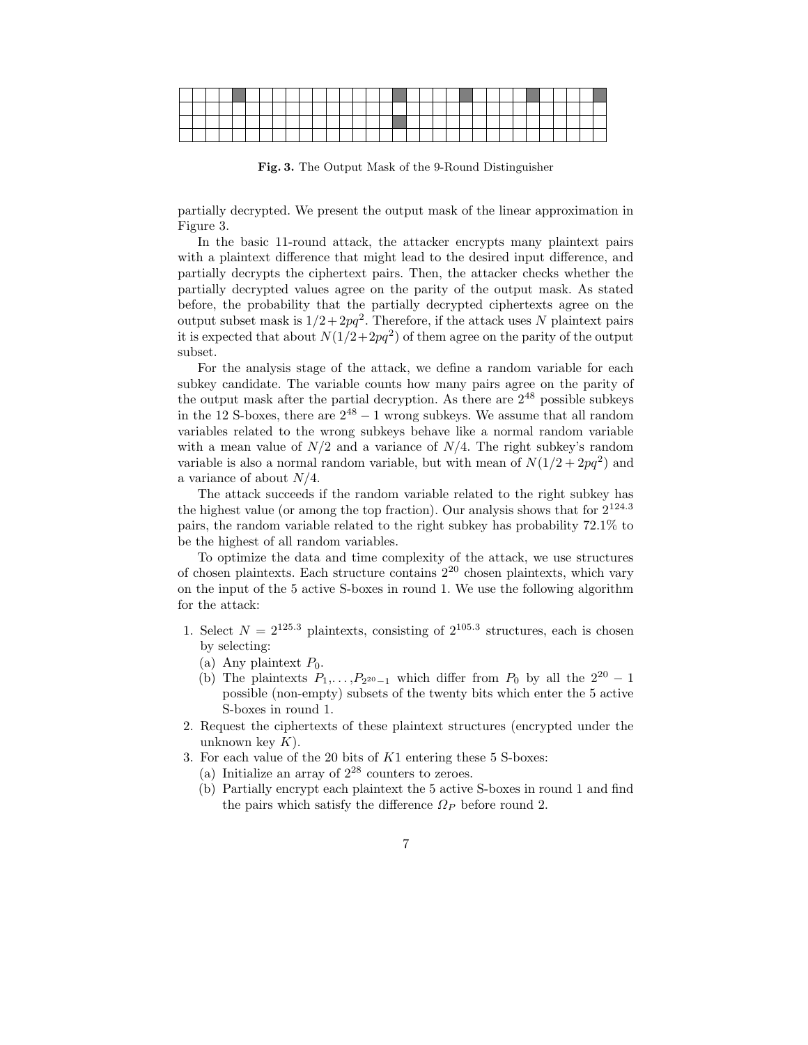**Fig. 3.** The Output Mask of the 9-Round Distinguisher

partially decrypted. We present the output mask of the linear approximation in Figure 3.

In the basic 11-round attack, the attacker encrypts many plaintext pairs with a plaintext difference that might lead to the desired input difference, and partially decrypts the ciphertext pairs. Then, the attacker checks whether the partially decrypted values agree on the parity of the output mask. As stated before, the probability that the partially decrypted ciphertexts agree on the output subset mask is $1/2 + 2pq^2$. Therefore, if the attack uses $N$ plaintext pairs it is expected that about $N(1/2+2pq^2)$ of them agree on the parity of the output subset.

For the analysis stage of the attack, we define a random variable for each subkey candidate. The variable counts how many pairs agree on the parity of the output mask after the partial decryption. As there are $2^{48}$ possible subkeys in the 12 S-boxes, there are $2^{48} - 1$ wrong subkeys. We assume that all random variables related to the wrong subkeys behave like a normal random variable with a mean value of $N/2$ and a variance of $N/4$. The right subkey's random variable is also a normal random variable, but with mean of $N(1/2 + 2pq^2)$ and a variance of about $N/4$.

The attack succeeds if the random variable related to the right subkey has the highest value (or among the top fraction). Our analysis shows that for $2^{124.3}$ pairs, the random variable related to the right subkey has probability 72.1% to be the highest of all random variables.

To optimize the data and time complexity of the attack, we use structures of chosen plaintexts. Each structure contains $2^{20}$ chosen plaintexts, which vary on the input of the 5 active S-boxes in round 1. We use the following algorithm for the attack:

1. Select $N = 2^{125.3}$ plaintexts, consisting of $2^{105.3}$ structures, each is chosen by selecting:
   (a) Any plaintext $P_0$.
   (b) The plaintexts $P_1, \ldots, P_{2^{20}-1}$ which differ from $P_0$ by all the $2^{20} - 1$ possible (non-empty) subsets of the twenty bits which enter the 5 active S-boxes in round 1.
2. Request the ciphertexts of these plaintext structures (encrypted under the unknown key $K$).
3. For each value of the 20 bits of $K1$ entering these 5 S-boxes:
   (a) Initialize an array of $2^{28}$ counters to zeroes.
   (b) Partially encrypt each plaintext the 5 active S-boxes in round 1 and find the pairs which satisfy the difference $\Omega_P$ before round 2.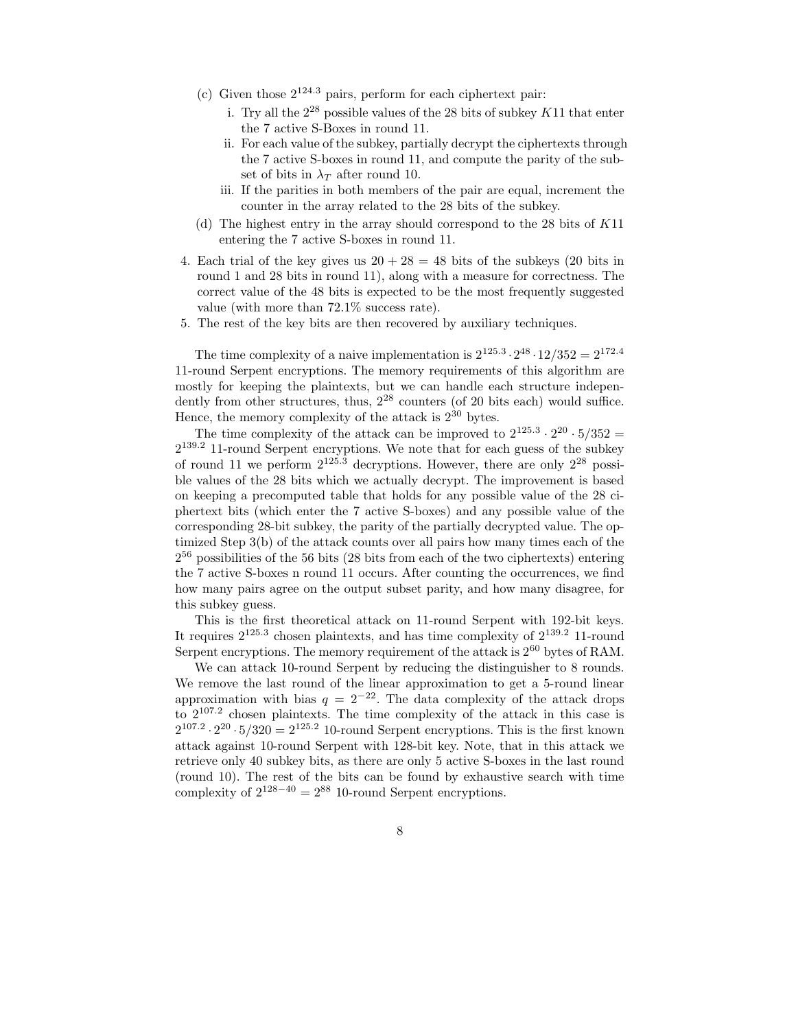(c) Given those $2^{124.3}$ pairs, perform for each ciphertext pair:

   i. Try all the $2^{28}$ possible values of the 28 bits of subkey $K11$ that enter the 7 active S-Boxes in round 11.

   ii. For each value of the subkey, partially decrypt the ciphertexts through the 7 active S-boxes in round 11, and compute the parity of the subset of bits in $\lambda_T$ after round 10.

   iii. If the parities in both members of the pair are equal, increment the counter in the array related to the 28 bits of the subkey.

(d) The highest entry in the array should correspond to the 28 bits of $K11$ entering the 7 active S-boxes in round 11.

4. Each trial of the key gives us $20 + 28 = 48$ bits of the subkeys (20 bits in round 1 and 28 bits in round 11), along with a measure for correctness. The correct value of the 48 bits is expected to be the most frequently suggested value (with more than 72.1% success rate).
5. The rest of the key bits are then recovered by auxiliary techniques.

The time complexity of a naive implementation is $2^{125.3} \cdot 2^{48} \cdot 12/352 = 2^{172.4}$ 11-round Serpent encryptions. The memory requirements of this algorithm are mostly for keeping the plaintexts, but we can handle each structure independently from other structures, thus, $2^{28}$ counters (of 20 bits each) would suffice. Hence, the memory complexity of the attack is $2^{30}$ bytes.

The time complexity of the attack can be improved to $2^{125.3} \cdot 2^{20} \cdot 5/352 = 2^{139.2}$ 11-round Serpent encryptions. We note that for each guess of the subkey of round 11 we perform $2^{125.3}$ decryptions. However, there are only $2^{28}$ possible values of the 28 bits which we actually decrypt. The improvement is based on keeping a precomputed table that holds for any possible value of the 28 ciphertext bits (which enter the 7 active S-boxes) and any possible value of the corresponding 28-bit subkey, the parity of the partially decrypted value. The optimized Step 3(b) of the attack counts over all pairs how many times each of the $2^{56}$ possibilities of the 56 bits (28 bits from each of the two ciphertexts) entering the 7 active S-boxes n round 11 occurs. After counting the occurrences, we find how many pairs agree on the output subset parity, and how many disagree, for this subkey guess.

This is the first theoretical attack on 11-round Serpent with 192-bit keys. It requires $2^{125.3}$ chosen plaintexts, and has time complexity of $2^{139.2}$ 11-round Serpent encryptions. The memory requirement of the attack is $2^{60}$ bytes of RAM.

We can attack 10-round Serpent by reducing the distinguisher to 8 rounds. We remove the last round of the linear approximation to get a 5-round linear approximation with bias $q = 2^{-22}$. The data complexity of the attack drops to $2^{107.2}$ chosen plaintexts. The time complexity of the attack in this case is $2^{107.2} \cdot 2^{20} \cdot 5/320 = 2^{125.2}$ 10-round Serpent encryptions. This is the first known attack against 10-round Serpent with 128-bit key. Note, that in this attack we retrieve only 40 subkey bits, as there are only 5 active S-boxes in the last round (round 10). The rest of the bits can be found by exhaustive search with time complexity of $2^{128-40} = 2^{88}$ 10-round Serpent encryptions.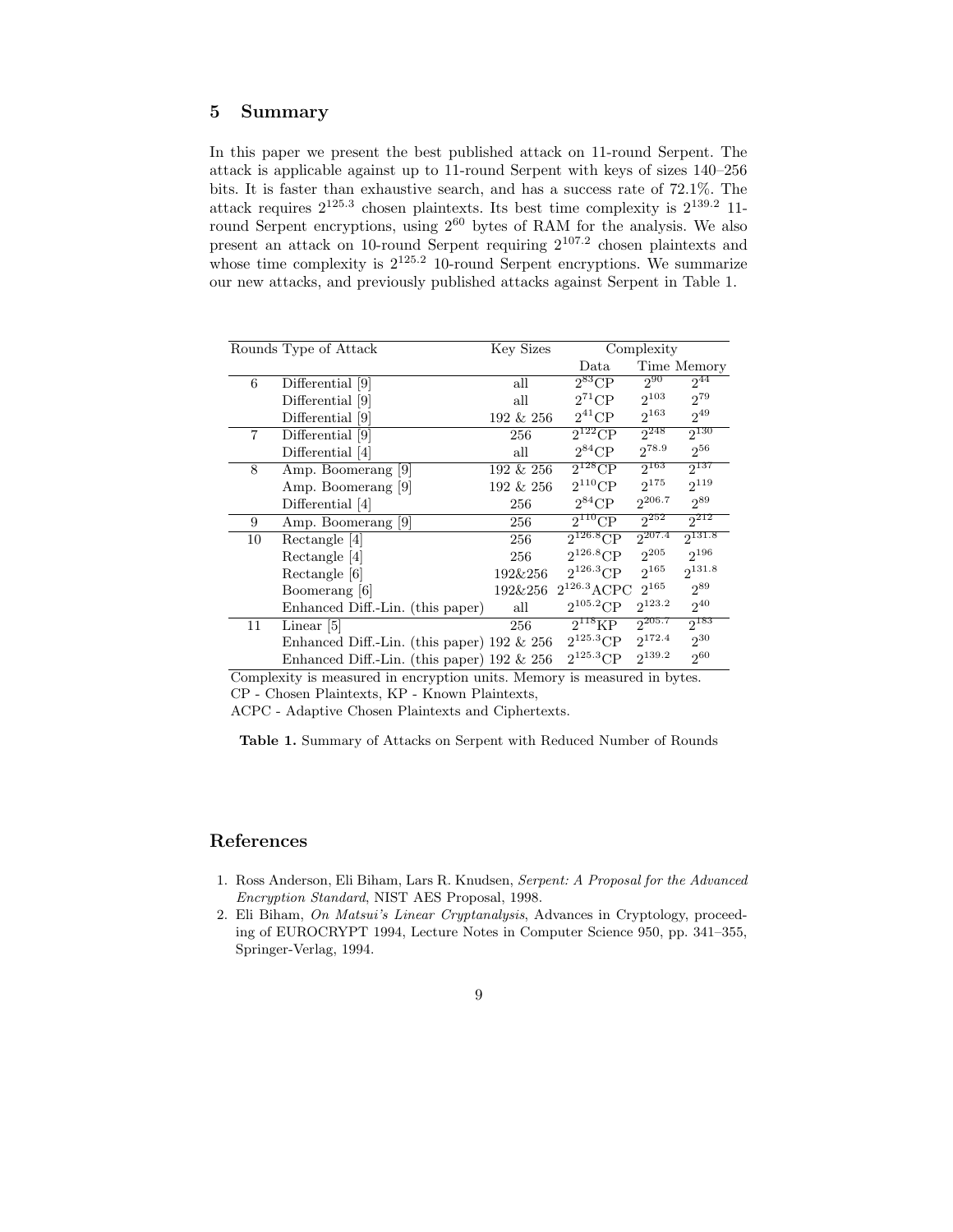## 5 Summary

In this paper we present the best published attack on 11-round Serpent. The attack is applicable against up to 11-round Serpent with keys of sizes 140–256 bits. It is faster than exhaustive search, and has a success rate of 72.1%. The attack requires $2^{125.3}$ chosen plaintexts. Its best time complexity is $2^{139.2}$ 11-round Serpent encryptions, using $2^{60}$ bytes of RAM for the analysis. We also present an attack on 10-round Serpent requiring $2^{107.2}$ chosen plaintexts and whose time complexity is $2^{125.2}$ 10-round Serpent encryptions. We summarize our new attacks, and previously published attacks against Serpent in Table 1.

| Rounds | Type of Attack | Key Sizes | Complexity | | |
|---|---|---|---|---|---|
| | | | Data | Time | Memory |
| 6 | Differential [9] | all | $2^{83}$CP | $2^{90}$ | $2^{44}$ |
| | Differential [9] | all | $2^{71}$CP | $2^{103}$ | $2^{79}$ |
| | Differential [9] | 192 & 256 | $2^{41}$CP | $2^{163}$ | $2^{49}$ |
| 7 | Differential [9] | 256 | $2^{122}$CP | $2^{248}$ | $2^{130}$ |
| | Differential [4] | all | $2^{84}$CP | $2^{78.9}$ | $2^{56}$ |
| 8 | Amp. Boomerang [9] | 192 & 256 | $2^{128}$CP | $2^{163}$ | $2^{137}$ |
| | Amp. Boomerang [9] | 192 & 256 | $2^{110}$CP | $2^{175}$ | $2^{119}$ |
| | Differential [4] | 256 | $2^{84}$CP | $2^{206.7}$ | $2^{89}$ |
| 9 | Amp. Boomerang [9] | 256 | $2^{110}$CP | $2^{252}$ | $2^{212}$ |
| 10 | Rectangle [4] | 256 | $2^{126.8}$CP | $2^{207.4}$ | $2^{131.8}$ |
| | Rectangle [4] | 256 | $2^{126.8}$CP | $2^{205}$ | $2^{196}$ |
| | Rectangle [6] | 192&256 | $2^{126.3}$CP | $2^{165}$ | $2^{131.8}$ |
| | Boomerang [6] | 192&256 | $2^{126.3}$ACPC | $2^{165}$ | $2^{89}$ |
| | Enhanced Diff.-Lin. (this paper) | all | $2^{105.2}$CP | $2^{123.2}$ | $2^{40}$ |
| 11 | Linear [5] | 256 | $2^{118}$KP | $2^{205.7}$ | $2^{183}$ |
| | Enhanced Diff.-Lin. (this paper) | 192 & 256 | $2^{125.3}$CP | $2^{172.4}$ | $2^{30}$ |
| | Enhanced Diff.-Lin. (this paper) | 192 & 256 | $2^{125.3}$CP | $2^{139.2}$ | $2^{60}$ |

Complexity is measured in encryption units. Memory is measured in bytes.
CP - Chosen Plaintexts, KP - Known Plaintexts,
ACPC - Adaptive Chosen Plaintexts and Ciphertexts.

**Table 1.** Summary of Attacks on Serpent with Reduced Number of Rounds

## References

1. Ross Anderson, Eli Biham, Lars R. Knudsen, *Serpent: A Proposal for the Advanced Encryption Standard*, NIST AES Proposal, 1998.
2. Eli Biham, *On Matsui's Linear Cryptanalysis*, Advances in Cryptology, proceeding of EUROCRYPT 1994, Lecture Notes in Computer Science 950, pp. 341–355, Springer-Verlag, 1994.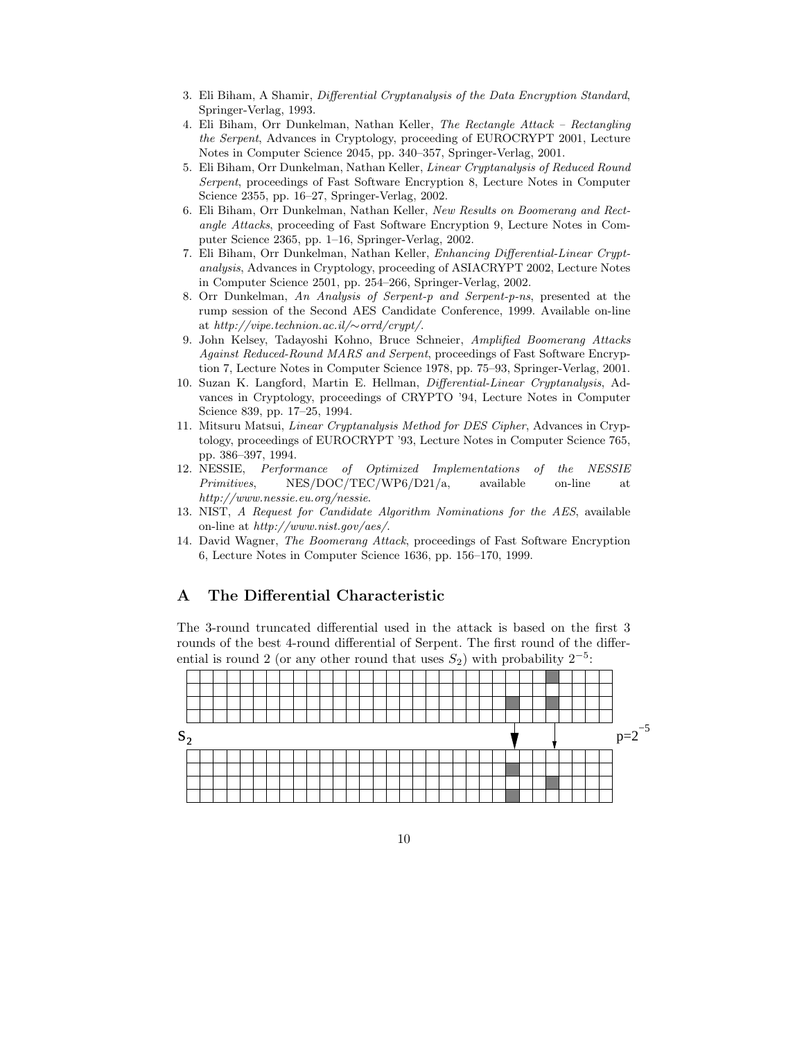3. Eli Biham, A Shamir, *Differential Cryptanalysis of the Data Encryption Standard*, Springer-Verlag, 1993.
4. Eli Biham, Orr Dunkelman, Nathan Keller, *The Rectangle Attack – Rectangling the Serpent*, Advances in Cryptology, proceeding of EUROCRYPT 2001, Lecture Notes in Computer Science 2045, pp. 340–357, Springer-Verlag, 2001.
5. Eli Biham, Orr Dunkelman, Nathan Keller, *Linear Cryptanalysis of Reduced Round Serpent*, proceedings of Fast Software Encryption 8, Lecture Notes in Computer Science 2355, pp. 16–27, Springer-Verlag, 2002.
6. Eli Biham, Orr Dunkelman, Nathan Keller, *New Results on Boomerang and Rectangle Attacks*, proceeding of Fast Software Encryption 9, Lecture Notes in Computer Science 2365, pp. 1–16, Springer-Verlag, 2002.
7. Eli Biham, Orr Dunkelman, Nathan Keller, *Enhancing Differential-Linear Cryptanalysis*, Advances in Cryptology, proceeding of ASIACRYPT 2002, Lecture Notes in Computer Science 2501, pp. 254–266, Springer-Verlag, 2002.
8. Orr Dunkelman, *An Analysis of Serpent-p and Serpent-p-ns*, presented at the rump session of the Second AES Candidate Conference, 1999. Available on-line at *http://vipe.technion.ac.il/∼orrd/crypt/*.
9. John Kelsey, Tadayoshi Kohno, Bruce Schneier, *Amplified Boomerang Attacks Against Reduced-Round MARS and Serpent*, proceedings of Fast Software Encryption 7, Lecture Notes in Computer Science 1978, pp. 75–93, Springer-Verlag, 2001.
10. Suzan K. Langford, Martin E. Hellman, *Differential-Linear Cryptanalysis*, Advances in Cryptology, proceedings of CRYPTO '94, Lecture Notes in Computer Science 839, pp. 17–25, 1994.
11. Mitsuru Matsui, *Linear Cryptanalysis Method for DES Cipher*, Advances in Cryptology, proceedings of EUROCRYPT '93, Lecture Notes in Computer Science 765, pp. 386–397, 1994.
12. NESSIE, *Performance of Optimized Implementations of the NESSIE Primitives*, NES/DOC/TEC/WP6/D21/a, available on-line at *http://www.nessie.eu.org/nessie*.
13. NIST, *A Request for Candidate Algorithm Nominations for the AES*, available on-line at *http://www.nist.gov/aes/*.
14. David Wagner, *The Boomerang Attack*, proceedings of Fast Software Encryption 6, Lecture Notes in Computer Science 1636, pp. 156–170, 1999.

## A The Differential Characteristic

The 3-round truncated differential used in the attack is based on the first 3 rounds of the best 4-round differential of Serpent. The first round of the differential is round 2 (or any other round that uses $S_2$) with probability $2^{-5}$:

$S_2$ $p=2^{-5}$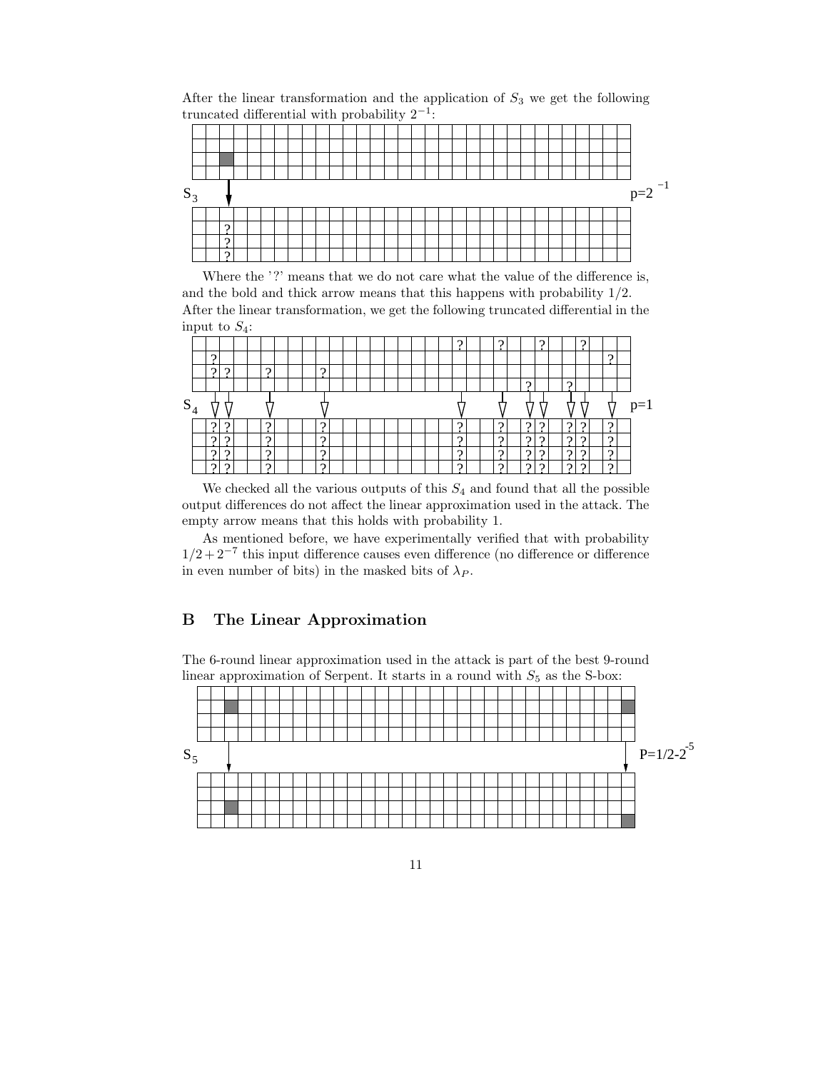After the linear transformation and the application of $S_3$ we get the following truncated differential with probability $2^{-1}$:

Where the '?' means that we do not care what the value of the difference is, and the bold and thick arrow means that this happens with probability 1/2. After the linear transformation, we get the following truncated differential in the input to $S_4$:

We checked all the various outputs of this $S_4$ and found that all the possible output differences do not affect the linear approximation used in the attack. The empty arrow means that this holds with probability 1.

As mentioned before, we have experimentally verified that with probability $1/2 + 2^{-7}$ this input difference causes even difference (no difference or difference in even number of bits) in the masked bits of $\lambda_P$.

## B The Linear Approximation

The 6-round linear approximation used in the attack is part of the best 9-round linear approximation of Serpent. It starts in a round with $S_5$ as the S-box: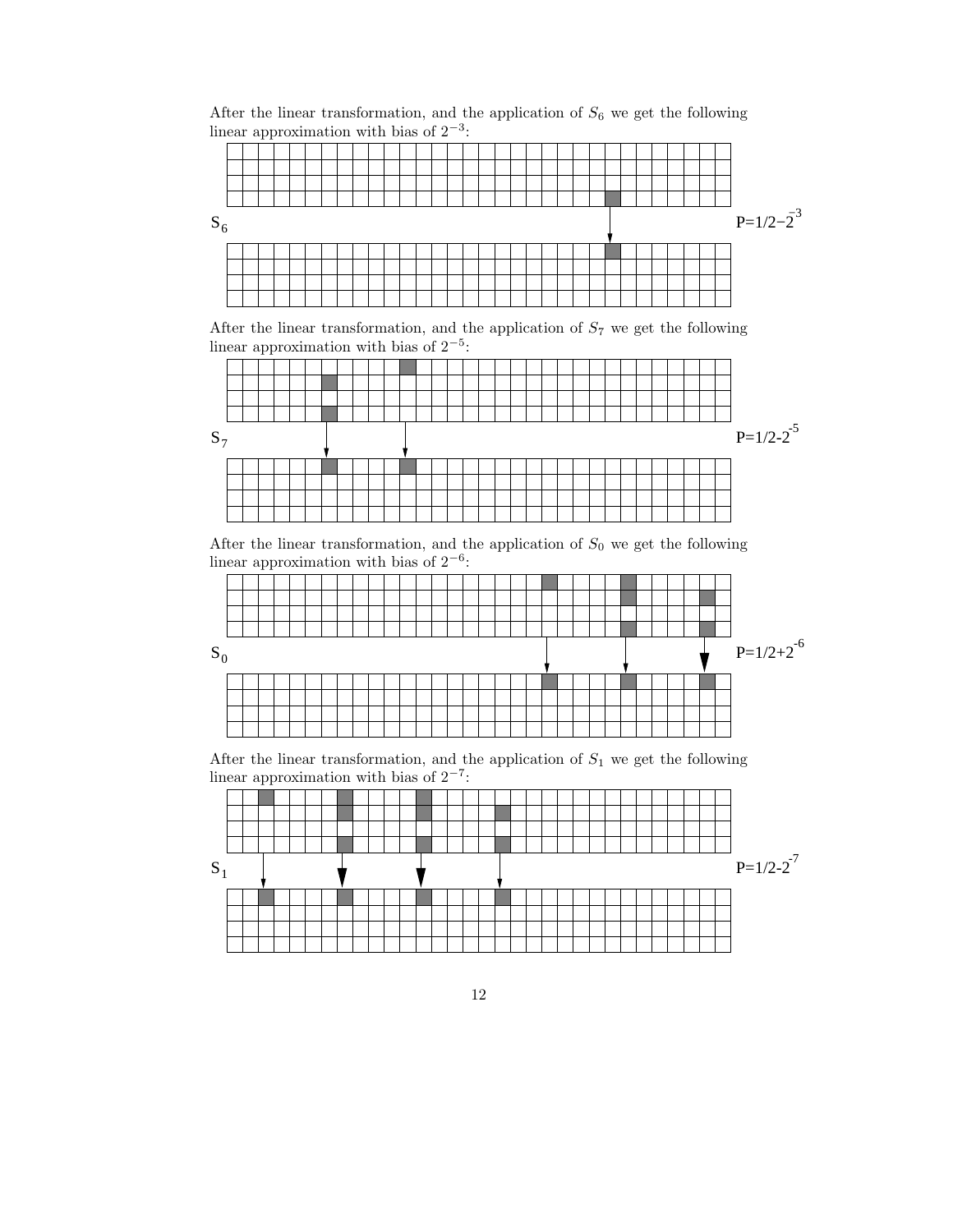After the linear transformation, and the application of $S_6$ we get the following linear approximation with bias of $2^{-3}$:

$S_6$ $P=1/2-2^{-3}$

After the linear transformation, and the application of $S_7$ we get the following linear approximation with bias of $2^{-5}$:

$S_7$ $P=1/2-2^{-5}$

After the linear transformation, and the application of $S_0$ we get the following linear approximation with bias of $2^{-6}$:

$S_0$ $P=1/2+2^{-6}$

After the linear transformation, and the application of $S_1$ we get the following linear approximation with bias of $2^{-7}$:

$S_1$ $P=1/2-2^{-7}$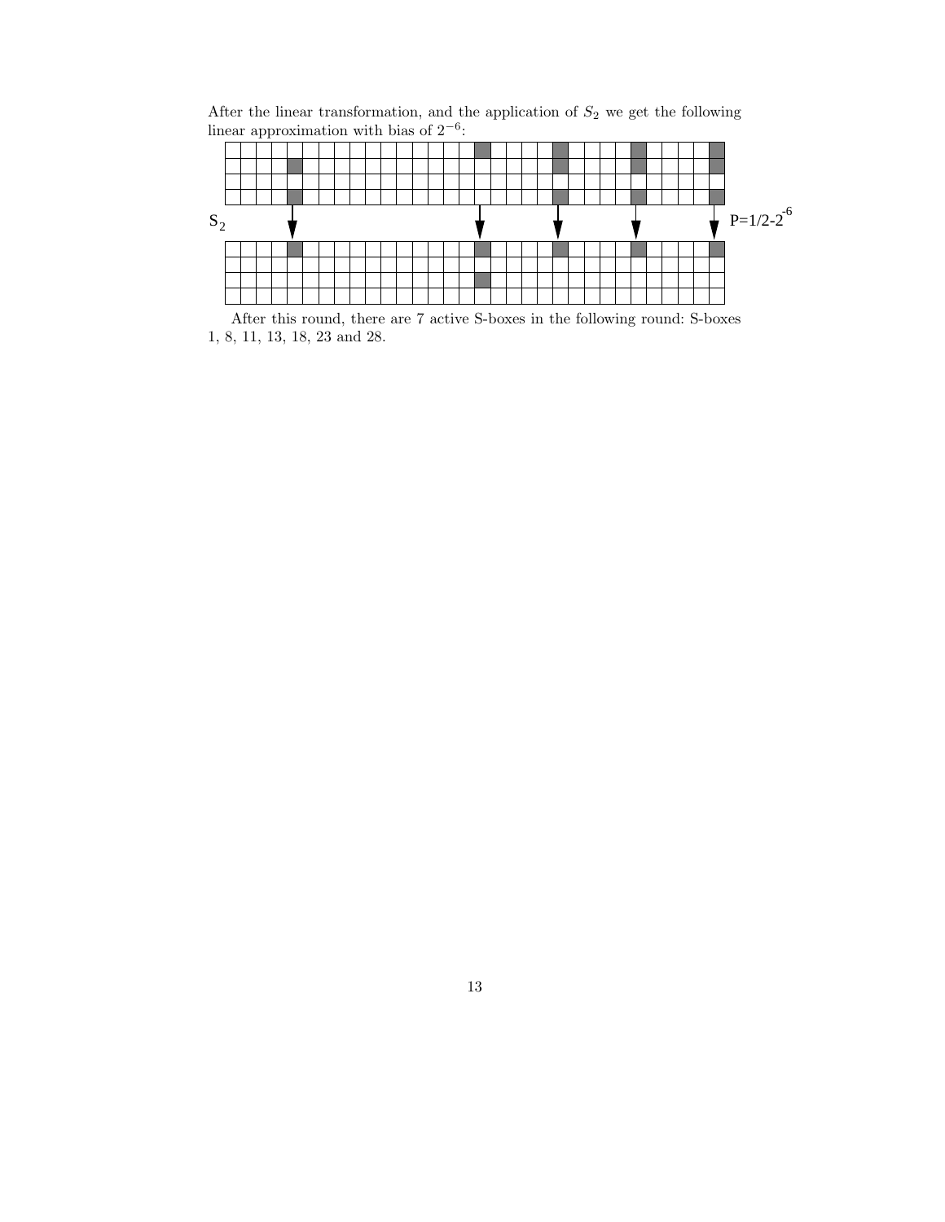After the linear transformation, and the application of $S_2$ we get the following linear approximation with bias of $2^{-6}$:

S2

P=1/2-2-6

After this round, there are 7 active S-boxes in the following round: S-boxes 1, 8, 11, 13, 18, 23 and 28.